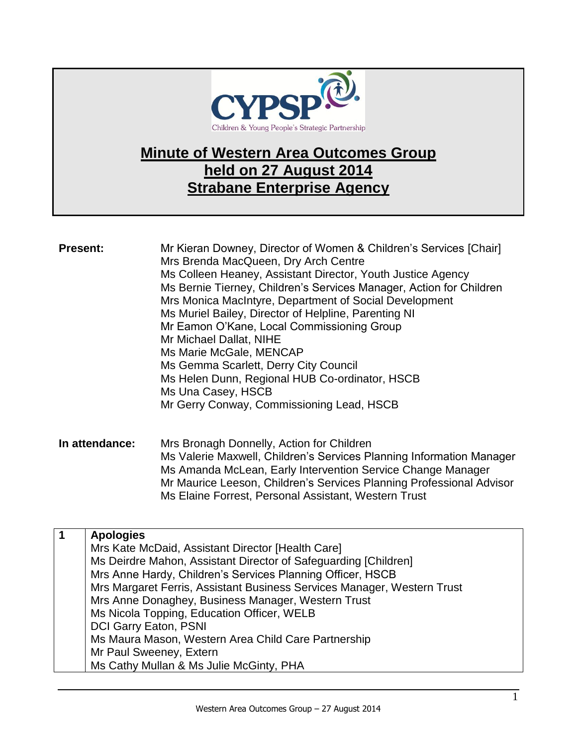CYPSP
Children & Young People's Strategic Partnership

# Minute of Western Area Outcomes Group held on 27 August 2014 Strabane Enterprise Agency

**Present:**

Mr Kieran Downey, Director of Women & Children's Services [Chair]
Mrs Brenda MacQueen, Dry Arch Centre
Ms Colleen Heaney, Assistant Director, Youth Justice Agency
Ms Bernie Tierney, Children's Services Manager, Action for Children
Mrs Monica MacIntyre, Department of Social Development
Ms Muriel Bailey, Director of Helpline, Parenting NI
Mr Eamon O'Kane, Local Commissioning Group
Mr Michael Dallat, NIHE
Ms Marie McGale, MENCAP
Ms Gemma Scarlett, Derry City Council
Ms Helen Dunn, Regional HUB Co-ordinator, HSCB
Ms Una Casey, HSCB
Mr Gerry Conway, Commissioning Lead, HSCB

**In attendance:**

Mrs Bronagh Donnelly, Action for Children
Ms Valerie Maxwell, Children's Services Planning Information Manager
Ms Amanda McLean, Early Intervention Service Change Manager
Mr Maurice Leeson, Children's Services Planning Professional Advisor
Ms Elaine Forrest, Personal Assistant, Western Trust

| 1 | **Apologies**<br>Mrs Kate McDaid, Assistant Director [Health Care]<br>Ms Deirdre Mahon, Assistant Director of Safeguarding [Children]<br>Mrs Anne Hardy, Children's Services Planning Officer, HSCB<br>Mrs Margaret Ferris, Assistant Business Services Manager, Western Trust<br>Mrs Anne Donaghey, Business Manager, Western Trust<br>Ms Nicola Topping, Education Officer, WELB<br>DCI Garry Eaton, PSNI<br>Ms Maura Mason, Western Area Child Care Partnership<br>Mr Paul Sweeney, Extern<br>Ms Cathy Mullan & Ms Julie McGinty, PHA |
|---|---|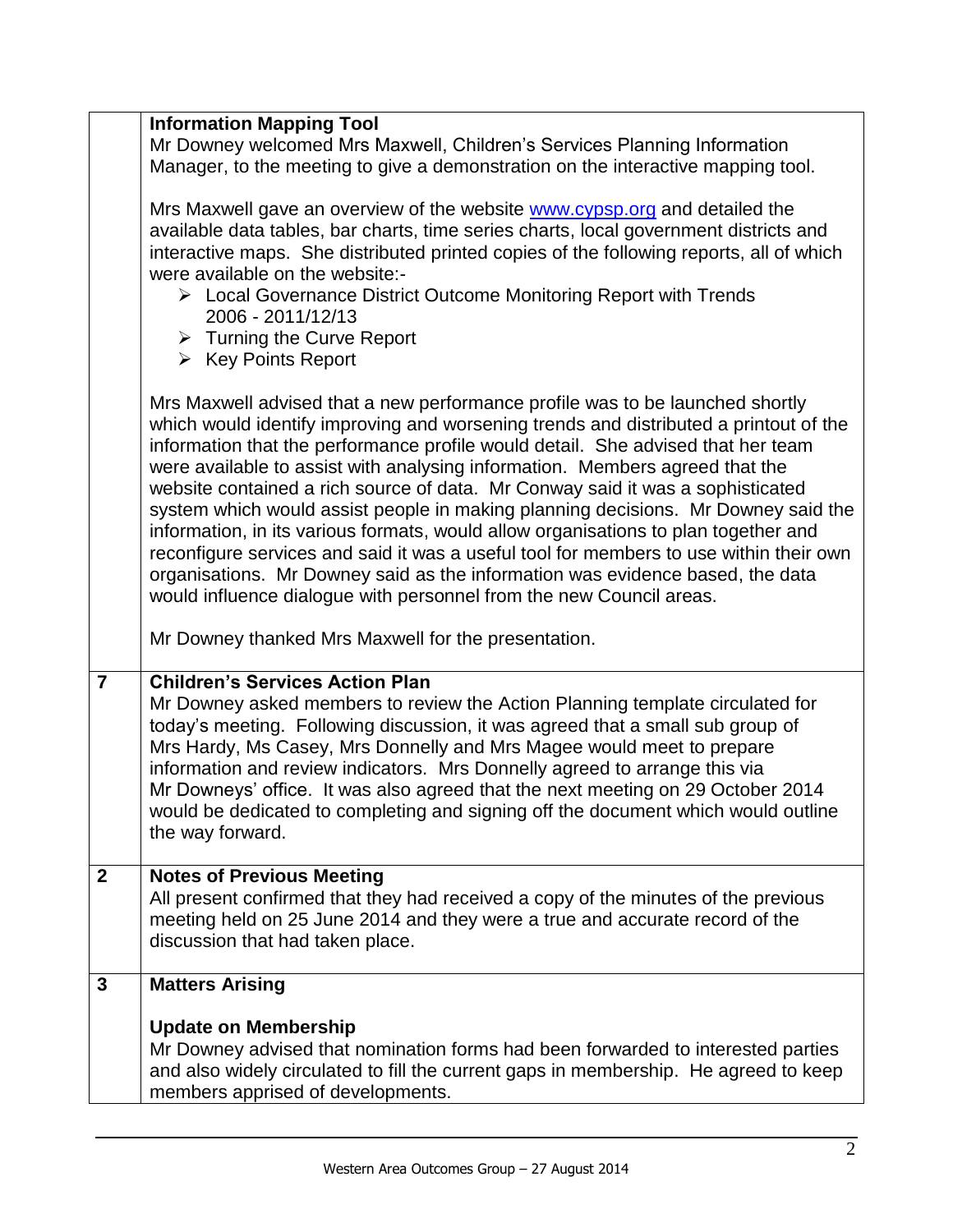| | |
|---|---|
| | **Information Mapping Tool**<br>Mr Downey welcomed Mrs Maxwell, Children's Services Planning Information Manager, to the meeting to give a demonstration on the interactive mapping tool.<br><br>Mrs Maxwell gave an overview of the website www.cypsp.org and detailed the available data tables, bar charts, time series charts, local government districts and interactive maps. She distributed printed copies of the following reports, all of which were available on the website:-<br>➢ Local Governance District Outcome Monitoring Report with Trends 2006 - 2011/12/13<br>➢ Turning the Curve Report<br>➢ Key Points Report<br><br>Mrs Maxwell advised that a new performance profile was to be launched shortly which would identify improving and worsening trends and distributed a printout of the information that the performance profile would detail. She advised that her team were available to assist with analysing information. Members agreed that the website contained a rich source of data. Mr Conway said it was a sophisticated system which would assist people in making planning decisions. Mr Downey said the information, in its various formats, would allow organisations to plan together and reconfigure services and said it was a useful tool for members to use within their own organisations. Mr Downey said as the information was evidence based, the data would influence dialogue with personnel from the new Council areas.<br><br>Mr Downey thanked Mrs Maxwell for the presentation. |
| **7** | **Children's Services Action Plan**<br>Mr Downey asked members to review the Action Planning template circulated for today's meeting. Following discussion, it was agreed that a small sub group of Mrs Hardy, Ms Casey, Mrs Donnelly and Mrs Magee would meet to prepare information and review indicators. Mrs Donnelly agreed to arrange this via Mr Downeys' office. It was also agreed that the next meeting on 29 October 2014 would be dedicated to completing and signing off the document which would outline the way forward. |
| **2** | **Notes of Previous Meeting**<br>All present confirmed that they had received a copy of the minutes of the previous meeting held on 25 June 2014 and they were a true and accurate record of the discussion that had taken place. |
| **3** | **Matters Arising**<br><br>**Update on Membership**<br>Mr Downey advised that nomination forms had been forwarded to interested parties and also widely circulated to fill the current gaps in membership. He agreed to keep members apprised of developments. |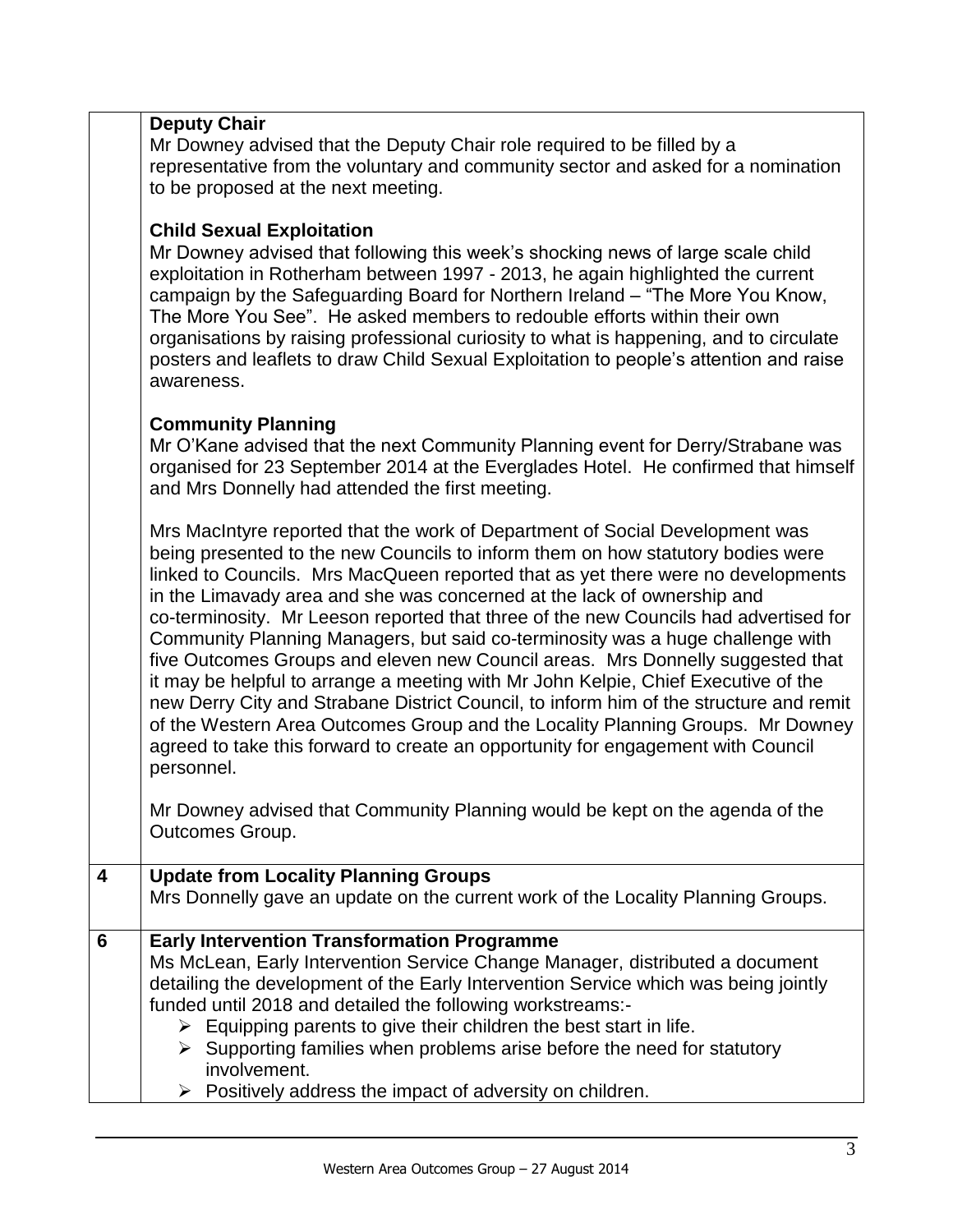| | |
|---|---|
| | **Deputy Chair**<br>Mr Downey advised that the Deputy Chair role required to be filled by a representative from the voluntary and community sector and asked for a nomination to be proposed at the next meeting.<br><br>**Child Sexual Exploitation**<br>Mr Downey advised that following this week's shocking news of large scale child exploitation in Rotherham between 1997 - 2013, he again highlighted the current campaign by the Safeguarding Board for Northern Ireland – "The More You Know, The More You See". He asked members to redouble efforts within their own organisations by raising professional curiosity to what is happening, and to circulate posters and leaflets to draw Child Sexual Exploitation to people's attention and raise awareness.<br><br>**Community Planning**<br>Mr O'Kane advised that the next Community Planning event for Derry/Strabane was organised for 23 September 2014 at the Everglades Hotel. He confirmed that himself and Mrs Donnelly had attended the first meeting.<br><br>Mrs MacIntyre reported that the work of Department of Social Development was being presented to the new Councils to inform them on how statutory bodies were linked to Councils. Mrs MacQueen reported that as yet there were no developments in the Limavady area and she was concerned at the lack of ownership and co-terminosity. Mr Leeson reported that three of the new Councils had advertised for Community Planning Managers, but said co-terminosity was a huge challenge with five Outcomes Groups and eleven new Council areas. Mrs Donnelly suggested that it may be helpful to arrange a meeting with Mr John Kelpie, Chief Executive of the new Derry City and Strabane District Council, to inform him of the structure and remit of the Western Area Outcomes Group and the Locality Planning Groups. Mr Downey agreed to take this forward to create an opportunity for engagement with Council personnel.<br><br>Mr Downey advised that Community Planning would be kept on the agenda of the Outcomes Group. |
| **4** | **Update from Locality Planning Groups**<br>Mrs Donnelly gave an update on the current work of the Locality Planning Groups. |
| **6** | **Early Intervention Transformation Programme**<br>Ms McLean, Early Intervention Service Change Manager, distributed a document detailing the development of the Early Intervention Service which was being jointly funded until 2018 and detailed the following workstreams:-<br>➢ Equipping parents to give their children the best start in life.<br>➢ Supporting families when problems arise before the need for statutory involvement.<br>➢ Positively address the impact of adversity on children. |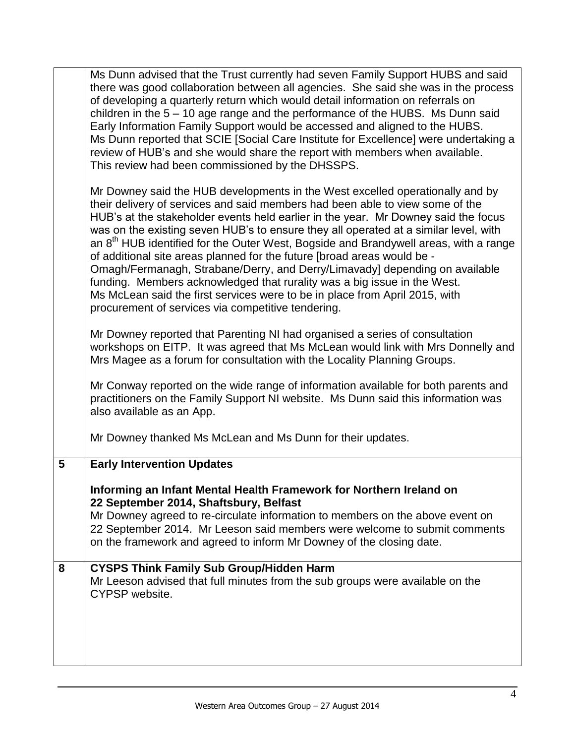| | |
|---|---|
| | Ms Dunn advised that the Trust currently had seven Family Support HUBS and said there was good collaboration between all agencies. She said she was in the process of developing a quarterly return which would detail information on referrals on children in the 5 – 10 age range and the performance of the HUBS. Ms Dunn said Early Information Family Support would be accessed and aligned to the HUBS. Ms Dunn reported that SCIE [Social Care Institute for Excellence] were undertaking a review of HUB's and she would share the report with members when available. This review had been commissioned by the DHSSPS.<br><br>Mr Downey said the HUB developments in the West excelled operationally and by their delivery of services and said members had been able to view some of the HUB's at the stakeholder events held earlier in the year. Mr Downey said the focus was on the existing seven HUB's to ensure they all operated at a similar level, with an 8th HUB identified for the Outer West, Bogside and Brandywell areas, with a range of additional site areas planned for the future [broad areas would be - Omagh/Fermanagh, Strabane/Derry, and Derry/Limavady] depending on available funding. Members acknowledged that rurality was a big issue in the West. Ms McLean said the first services were to be in place from April 2015, with procurement of services via competitive tendering.<br><br>Mr Downey reported that Parenting NI had organised a series of consultation workshops on EITP. It was agreed that Ms McLean would link with Mrs Donnelly and Mrs Magee as a forum for consultation with the Locality Planning Groups.<br><br>Mr Conway reported on the wide range of information available for both parents and practitioners on the Family Support NI website. Ms Dunn said this information was also available as an App.<br><br>Mr Downey thanked Ms McLean and Ms Dunn for their updates. |
| **5** | **Early Intervention Updates**<br><br>**Informing an Infant Mental Health Framework for Northern Ireland on 22 September 2014, Shaftsbury, Belfast**<br>Mr Downey agreed to re-circulate information to members on the above event on 22 September 2014. Mr Leeson said members were welcome to submit comments on the framework and agreed to inform Mr Downey of the closing date. |
| **8** | **CYSPS Think Family Sub Group/Hidden Harm**<br>Mr Leeson advised that full minutes from the sub groups were available on the CYPSP website. |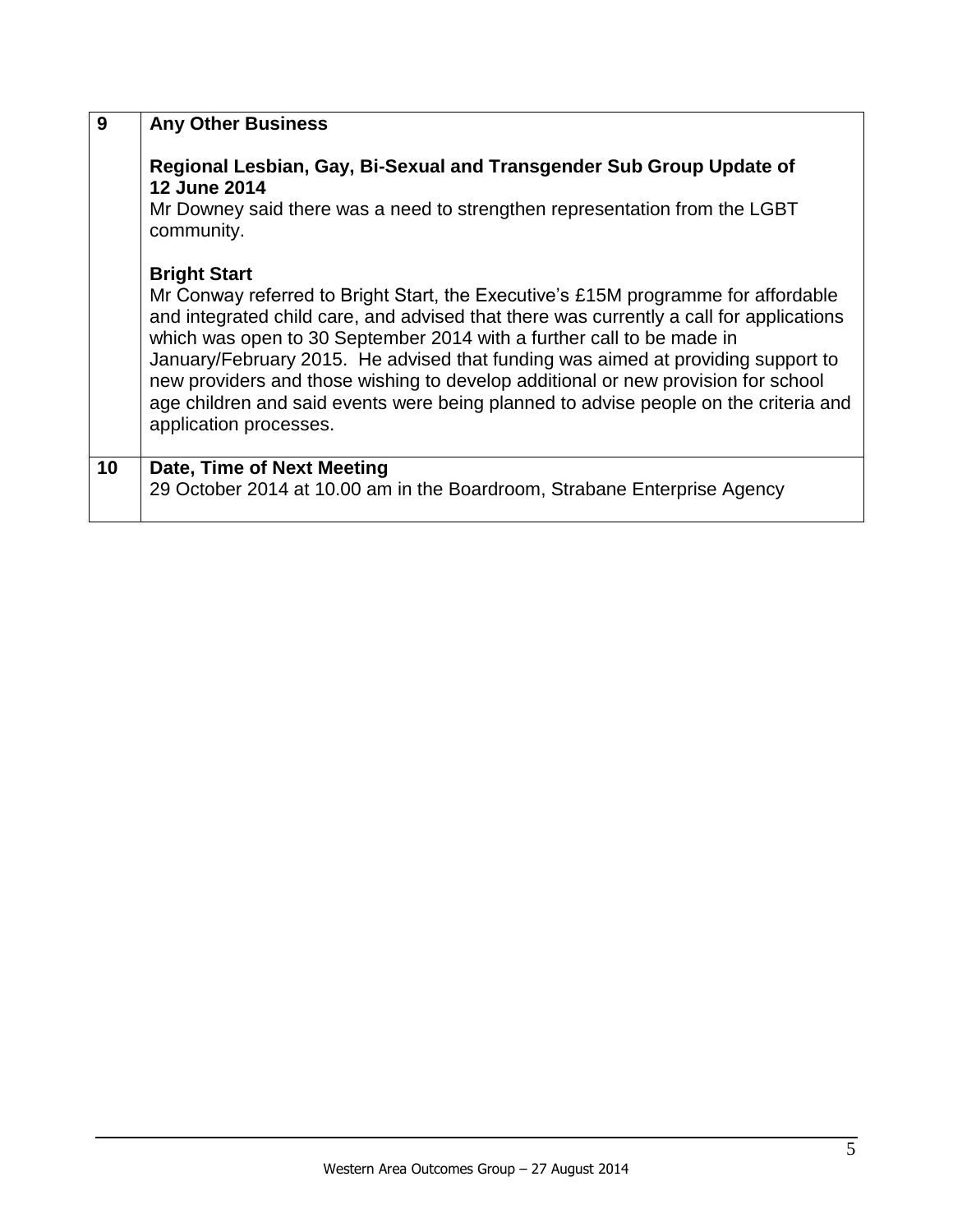| | |
|---|---|
| **9** | **Any Other Business**<br><br>**Regional Lesbian, Gay, Bi-Sexual and Transgender Sub Group Update of 12 June 2014**<br>Mr Downey said there was a need to strengthen representation from the LGBT community.<br><br>**Bright Start**<br>Mr Conway referred to Bright Start, the Executive's £15M programme for affordable and integrated child care, and advised that there was currently a call for applications which was open to 30 September 2014 with a further call to be made in January/February 2015. He advised that funding was aimed at providing support to new providers and those wishing to develop additional or new provision for school age children and said events were being planned to advise people on the criteria and application processes. |
| **10** | **Date, Time of Next Meeting**<br>29 October 2014 at 10.00 am in the Boardroom, Strabane Enterprise Agency |